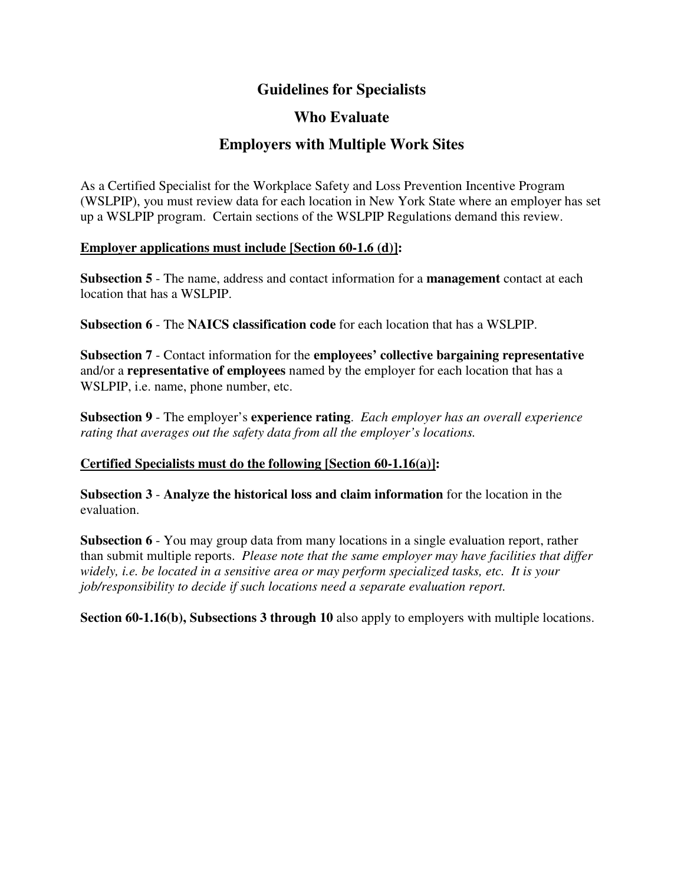# Guidelines for Specialists

# Who Evaluate

# Employers with Multiple Work Sites

As a Certified Specialist for the Workplace Safety and Loss Prevention Incentive Program (WSLPIP), you must review data for each location in New York State where an employer has set up a WSLPIP program. Certain sections of the WSLPIP Regulations demand this review.

**<u>Employer applications must include [Section 60-1.6 (d)]</u>:**

**Subsection 5** - The name, address and contact information for a **management** contact at each location that has a WSLPIP.

**Subsection 6** - The **NAICS classification code** for each location that has a WSLPIP.

**Subsection 7** - Contact information for the **employees' collective bargaining representative** and/or a **representative of employees** named by the employer for each location that has a WSLPIP, i.e. name, phone number, etc.

**Subsection 9** - The employer's **experience rating**. *Each employer has an overall experience rating that averages out the safety data from all the employer's locations.*

**<u>Certified Specialists must do the following [Section 60-1.16(a)]</u>:**

**Subsection 3** - **Analyze the historical loss and claim information** for the location in the evaluation.

**Subsection 6** - You may group data from many locations in a single evaluation report, rather than submit multiple reports. *Please note that the same employer may have facilities that differ widely, i.e. be located in a sensitive area or may perform specialized tasks, etc. It is your job/responsibility to decide if such locations need a separate evaluation report.*

**Section 60-1.16(b), Subsections 3 through 10** also apply to employers with multiple locations.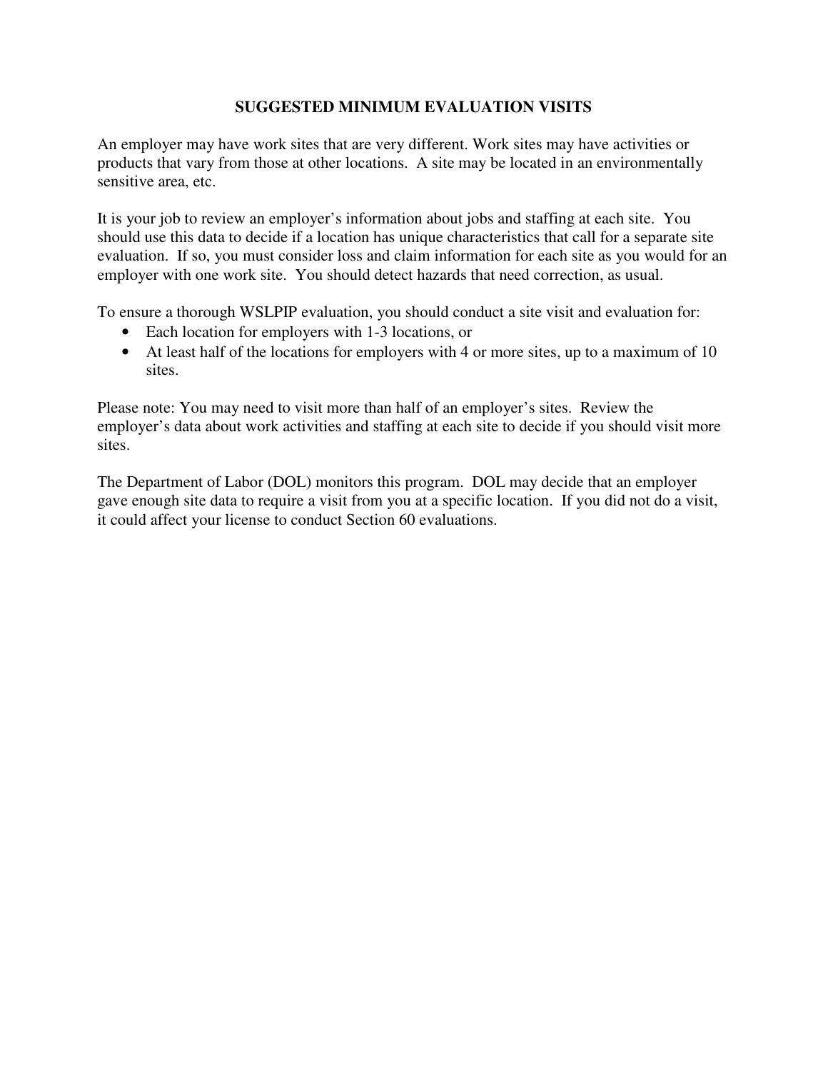# SUGGESTED MINIMUM EVALUATION VISITS

An employer may have work sites that are very different. Work sites may have activities or products that vary from those at other locations. A site may be located in an environmentally sensitive area, etc.

It is your job to review an employer's information about jobs and staffing at each site. You should use this data to decide if a location has unique characteristics that call for a separate site evaluation. If so, you must consider loss and claim information for each site as you would for an employer with one work site. You should detect hazards that need correction, as usual.

To ensure a thorough WSLPIP evaluation, you should conduct a site visit and evaluation for:

- Each location for employers with 1-3 locations, or
- At least half of the locations for employers with 4 or more sites, up to a maximum of 10 sites.

Please note: You may need to visit more than half of an employer's sites. Review the employer's data about work activities and staffing at each site to decide if you should visit more sites.

The Department of Labor (DOL) monitors this program. DOL may decide that an employer gave enough site data to require a visit from you at a specific location. If you did not do a visit, it could affect your license to conduct Section 60 evaluations.